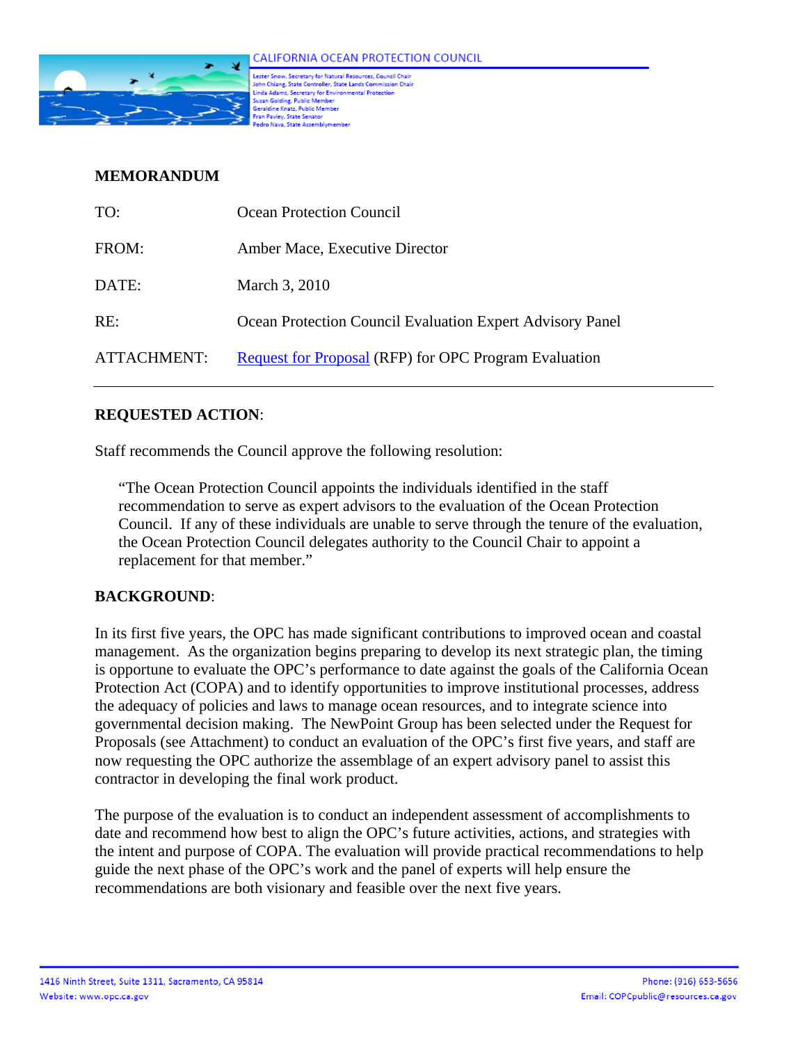CALIFORNIA OCEAN PROTECTION COUNCIL

Lester Snow, Secretary for Natural Resources, Council Chair
John Chiang, State Controller, State Lands Commission Chair
Linda Adams, Secretary for Environmental Protection
Susan Golding, Public Member
Geraldine Knatz, Public Member
Fran Pavley, State Senator
Pedro Nava, State Assemblymember

**MEMORANDUM**

| | |
|---|---|
| TO: | Ocean Protection Council |
| FROM: | Amber Mace, Executive Director |
| DATE: | March 3, 2010 |
| RE: | Ocean Protection Council Evaluation Expert Advisory Panel |
| ATTACHMENT: | Request for Proposal (RFP) for OPC Program Evaluation |

**REQUESTED ACTION**:

Staff recommends the Council approve the following resolution:

> "The Ocean Protection Council appoints the individuals identified in the staff recommendation to serve as expert advisors to the evaluation of the Ocean Protection Council. If any of these individuals are unable to serve through the tenure of the evaluation, the Ocean Protection Council delegates authority to the Council Chair to appoint a replacement for that member."

**BACKGROUND**:

In its first five years, the OPC has made significant contributions to improved ocean and coastal management. As the organization begins preparing to develop its next strategic plan, the timing is opportune to evaluate the OPC's performance to date against the goals of the California Ocean Protection Act (COPA) and to identify opportunities to improve institutional processes, address the adequacy of policies and laws to manage ocean resources, and to integrate science into governmental decision making. The NewPoint Group has been selected under the Request for Proposals (see Attachment) to conduct an evaluation of the OPC's first five years, and staff are now requesting the OPC authorize the assemblage of an expert advisory panel to assist this contractor in developing the final work product.

The purpose of the evaluation is to conduct an independent assessment of accomplishments to date and recommend how best to align the OPC's future activities, actions, and strategies with the intent and purpose of COPA. The evaluation will provide practical recommendations to help guide the next phase of the OPC's work and the panel of experts will help ensure the recommendations are both visionary and feasible over the next five years.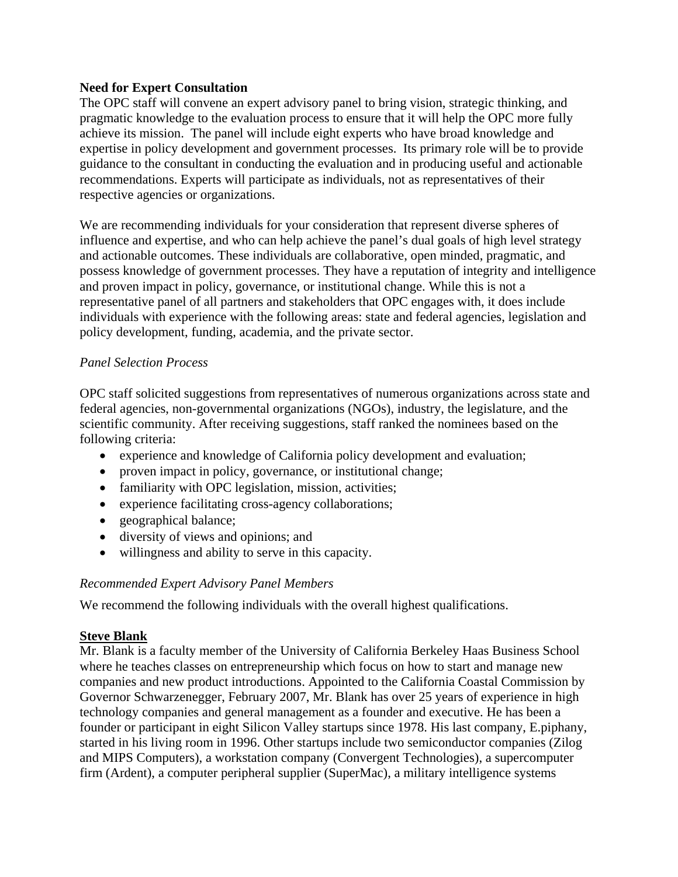**Need for Expert Consultation**

The OPC staff will convene an expert advisory panel to bring vision, strategic thinking, and pragmatic knowledge to the evaluation process to ensure that it will help the OPC more fully achieve its mission. The panel will include eight experts who have broad knowledge and expertise in policy development and government processes. Its primary role will be to provide guidance to the consultant in conducting the evaluation and in producing useful and actionable recommendations. Experts will participate as individuals, not as representatives of their respective agencies or organizations.

We are recommending individuals for your consideration that represent diverse spheres of influence and expertise, and who can help achieve the panel's dual goals of high level strategy and actionable outcomes. These individuals are collaborative, open minded, pragmatic, and possess knowledge of government processes. They have a reputation of integrity and intelligence and proven impact in policy, governance, or institutional change. While this is not a representative panel of all partners and stakeholders that OPC engages with, it does include individuals with experience with the following areas: state and federal agencies, legislation and policy development, funding, academia, and the private sector.

*Panel Selection Process*

OPC staff solicited suggestions from representatives of numerous organizations across state and federal agencies, non-governmental organizations (NGOs), industry, the legislature, and the scientific community. After receiving suggestions, staff ranked the nominees based on the following criteria:

- experience and knowledge of California policy development and evaluation;
- proven impact in policy, governance, or institutional change;
- familiarity with OPC legislation, mission, activities;
- experience facilitating cross-agency collaborations;
- geographical balance;
- diversity of views and opinions; and
- willingness and ability to serve in this capacity.

*Recommended Expert Advisory Panel Members*

We recommend the following individuals with the overall highest qualifications.

**Steve Blank**

Mr. Blank is a faculty member of the University of California Berkeley Haas Business School where he teaches classes on entrepreneurship which focus on how to start and manage new companies and new product introductions. Appointed to the California Coastal Commission by Governor Schwarzenegger, February 2007, Mr. Blank has over 25 years of experience in high technology companies and general management as a founder and executive. He has been a founder or participant in eight Silicon Valley startups since 1978. His last company, E.piphany, started in his living room in 1996. Other startups include two semiconductor companies (Zilog and MIPS Computers), a workstation company (Convergent Technologies), a supercomputer firm (Ardent), a computer peripheral supplier (SuperMac), a military intelligence systems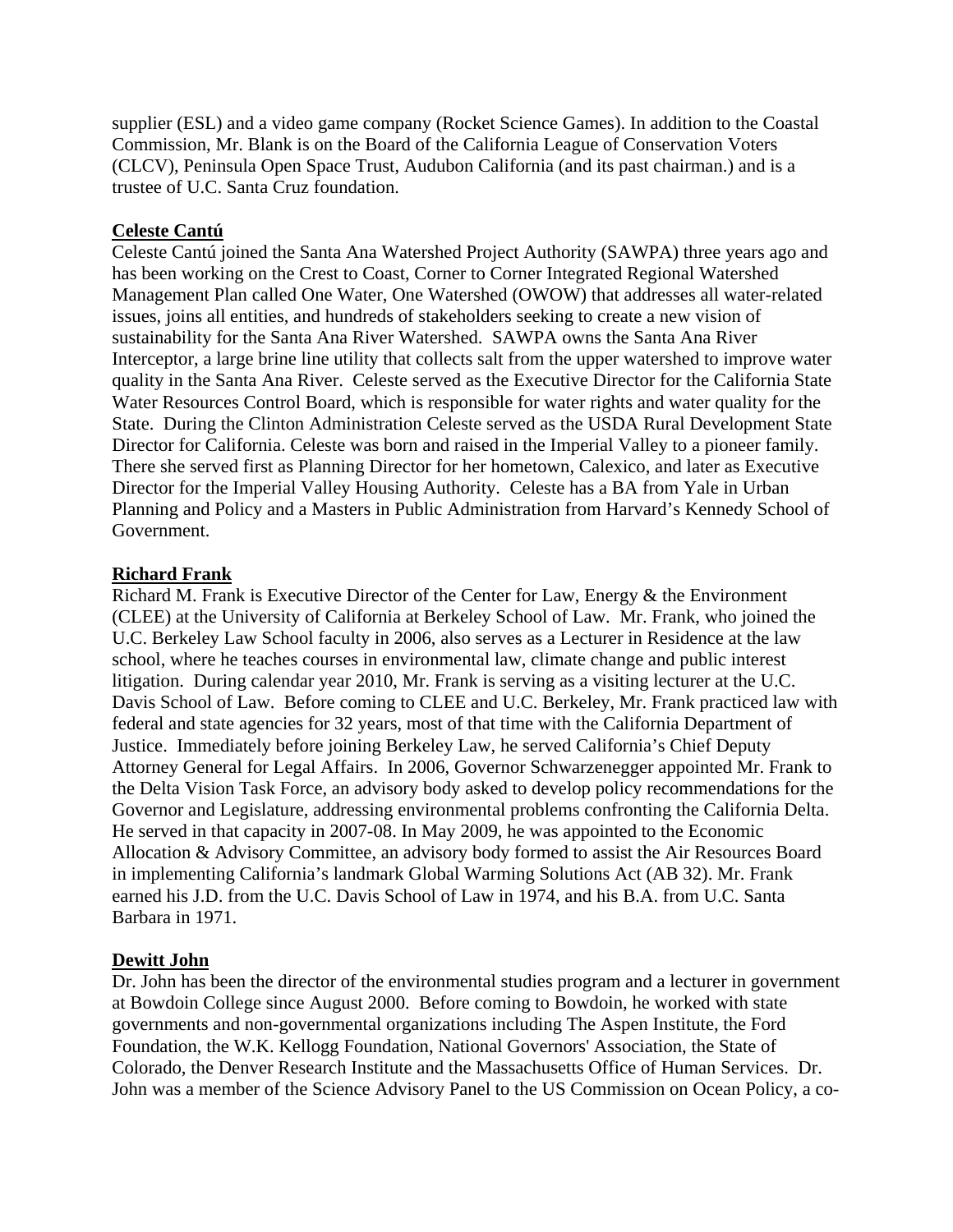supplier (ESL) and a video game company (Rocket Science Games). In addition to the Coastal Commission, Mr. Blank is on the Board of the California League of Conservation Voters (CLCV), Peninsula Open Space Trust, Audubon California (and its past chairman.) and is a trustee of U.C. Santa Cruz foundation.

**Celeste Cantú**

Celeste Cantú joined the Santa Ana Watershed Project Authority (SAWPA) three years ago and has been working on the Crest to Coast, Corner to Corner Integrated Regional Watershed Management Plan called One Water, One Watershed (OWOW) that addresses all water-related issues, joins all entities, and hundreds of stakeholders seeking to create a new vision of sustainability for the Santa Ana River Watershed. SAWPA owns the Santa Ana River Interceptor, a large brine line utility that collects salt from the upper watershed to improve water quality in the Santa Ana River. Celeste served as the Executive Director for the California State Water Resources Control Board, which is responsible for water rights and water quality for the State. During the Clinton Administration Celeste served as the USDA Rural Development State Director for California. Celeste was born and raised in the Imperial Valley to a pioneer family. There she served first as Planning Director for her hometown, Calexico, and later as Executive Director for the Imperial Valley Housing Authority. Celeste has a BA from Yale in Urban Planning and Policy and a Masters in Public Administration from Harvard's Kennedy School of Government.

**Richard Frank**

Richard M. Frank is Executive Director of the Center for Law, Energy & the Environment (CLEE) at the University of California at Berkeley School of Law. Mr. Frank, who joined the U.C. Berkeley Law School faculty in 2006, also serves as a Lecturer in Residence at the law school, where he teaches courses in environmental law, climate change and public interest litigation. During calendar year 2010, Mr. Frank is serving as a visiting lecturer at the U.C. Davis School of Law. Before coming to CLEE and U.C. Berkeley, Mr. Frank practiced law with federal and state agencies for 32 years, most of that time with the California Department of Justice. Immediately before joining Berkeley Law, he served California's Chief Deputy Attorney General for Legal Affairs. In 2006, Governor Schwarzenegger appointed Mr. Frank to the Delta Vision Task Force, an advisory body asked to develop policy recommendations for the Governor and Legislature, addressing environmental problems confronting the California Delta. He served in that capacity in 2007-08. In May 2009, he was appointed to the Economic Allocation & Advisory Committee, an advisory body formed to assist the Air Resources Board in implementing California's landmark Global Warming Solutions Act (AB 32). Mr. Frank earned his J.D. from the U.C. Davis School of Law in 1974, and his B.A. from U.C. Santa Barbara in 1971.

**Dewitt John**

Dr. John has been the director of the environmental studies program and a lecturer in government at Bowdoin College since August 2000. Before coming to Bowdoin, he worked with state governments and non-governmental organizations including The Aspen Institute, the Ford Foundation, the W.K. Kellogg Foundation, National Governors' Association, the State of Colorado, the Denver Research Institute and the Massachusetts Office of Human Services. Dr. John was a member of the Science Advisory Panel to the US Commission on Ocean Policy, a co-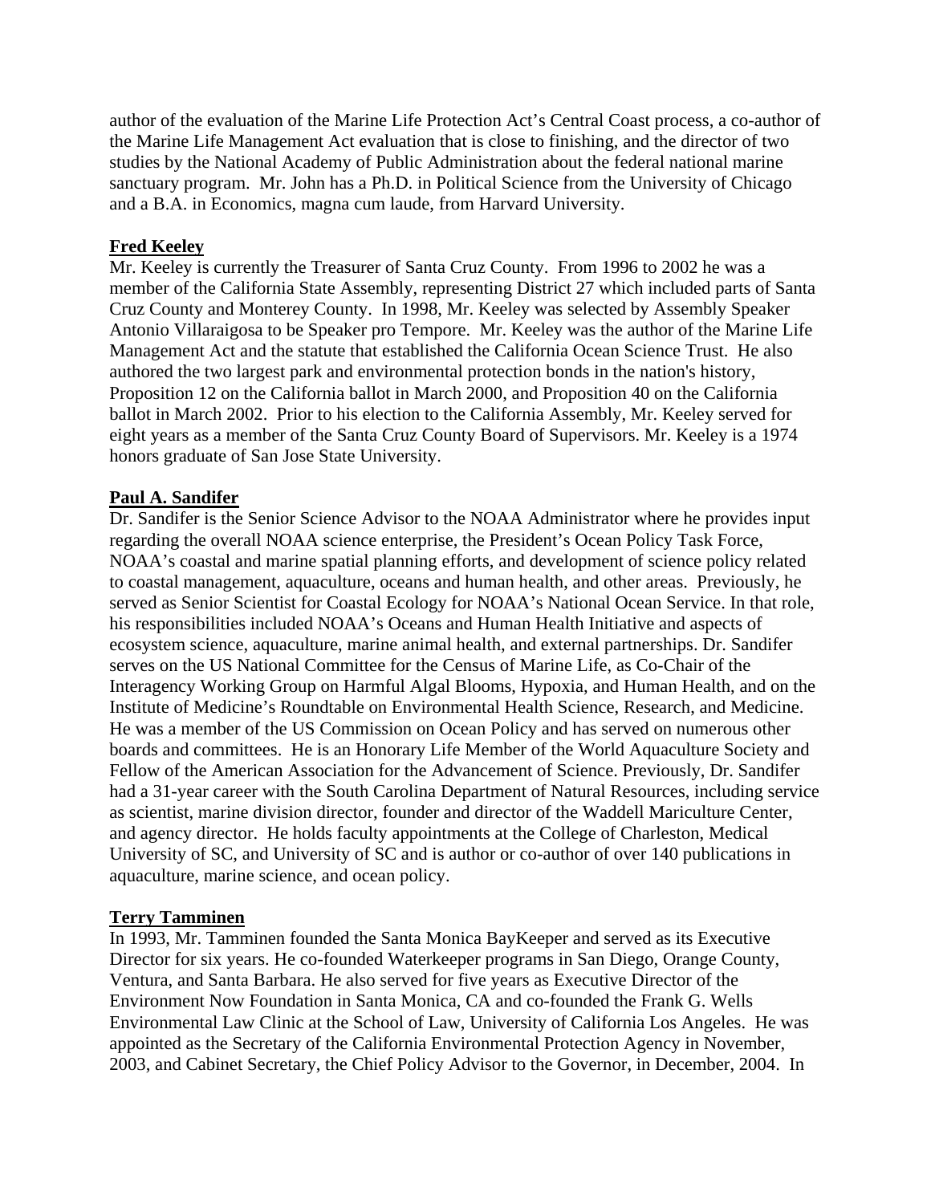author of the evaluation of the Marine Life Protection Act's Central Coast process, a co-author of the Marine Life Management Act evaluation that is close to finishing, and the director of two studies by the National Academy of Public Administration about the federal national marine sanctuary program. Mr. John has a Ph.D. in Political Science from the University of Chicago and a B.A. in Economics, magna cum laude, from Harvard University.

**Fred Keeley**

Mr. Keeley is currently the Treasurer of Santa Cruz County. From 1996 to 2002 he was a member of the California State Assembly, representing District 27 which included parts of Santa Cruz County and Monterey County. In 1998, Mr. Keeley was selected by Assembly Speaker Antonio Villaraigosa to be Speaker pro Tempore. Mr. Keeley was the author of the Marine Life Management Act and the statute that established the California Ocean Science Trust. He also authored the two largest park and environmental protection bonds in the nation's history, Proposition 12 on the California ballot in March 2000, and Proposition 40 on the California ballot in March 2002. Prior to his election to the California Assembly, Mr. Keeley served for eight years as a member of the Santa Cruz County Board of Supervisors. Mr. Keeley is a 1974 honors graduate of San Jose State University.

**Paul A. Sandifer**

Dr. Sandifer is the Senior Science Advisor to the NOAA Administrator where he provides input regarding the overall NOAA science enterprise, the President's Ocean Policy Task Force, NOAA's coastal and marine spatial planning efforts, and development of science policy related to coastal management, aquaculture, oceans and human health, and other areas. Previously, he served as Senior Scientist for Coastal Ecology for NOAA's National Ocean Service. In that role, his responsibilities included NOAA's Oceans and Human Health Initiative and aspects of ecosystem science, aquaculture, marine animal health, and external partnerships. Dr. Sandifer serves on the US National Committee for the Census of Marine Life, as Co-Chair of the Interagency Working Group on Harmful Algal Blooms, Hypoxia, and Human Health, and on the Institute of Medicine's Roundtable on Environmental Health Science, Research, and Medicine. He was a member of the US Commission on Ocean Policy and has served on numerous other boards and committees. He is an Honorary Life Member of the World Aquaculture Society and Fellow of the American Association for the Advancement of Science. Previously, Dr. Sandifer had a 31-year career with the South Carolina Department of Natural Resources, including service as scientist, marine division director, founder and director of the Waddell Mariculture Center, and agency director. He holds faculty appointments at the College of Charleston, Medical University of SC, and University of SC and is author or co-author of over 140 publications in aquaculture, marine science, and ocean policy.

**Terry Tamminen**

In 1993, Mr. Tamminen founded the Santa Monica BayKeeper and served as its Executive Director for six years. He co-founded Waterkeeper programs in San Diego, Orange County, Ventura, and Santa Barbara. He also served for five years as Executive Director of the Environment Now Foundation in Santa Monica, CA and co-founded the Frank G. Wells Environmental Law Clinic at the School of Law, University of California Los Angeles. He was appointed as the Secretary of the California Environmental Protection Agency in November, 2003, and Cabinet Secretary, the Chief Policy Advisor to the Governor, in December, 2004. In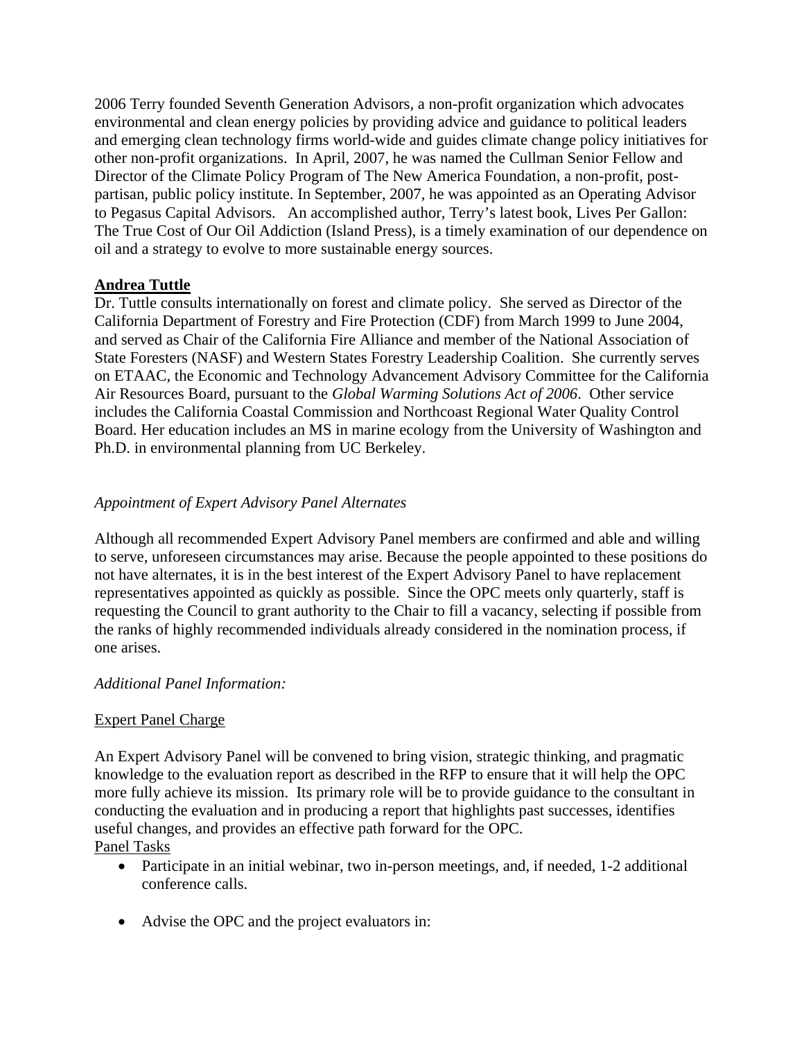2006 Terry founded Seventh Generation Advisors, a non-profit organization which advocates environmental and clean energy policies by providing advice and guidance to political leaders and emerging clean technology firms world-wide and guides climate change policy initiatives for other non-profit organizations. In April, 2007, he was named the Cullman Senior Fellow and Director of the Climate Policy Program of The New America Foundation, a non-profit, post-partisan, public policy institute. In September, 2007, he was appointed as an Operating Advisor to Pegasus Capital Advisors. An accomplished author, Terry's latest book, Lives Per Gallon: The True Cost of Our Oil Addiction (Island Press), is a timely examination of our dependence on oil and a strategy to evolve to more sustainable energy sources.

**Andrea Tuttle**

Dr. Tuttle consults internationally on forest and climate policy. She served as Director of the California Department of Forestry and Fire Protection (CDF) from March 1999 to June 2004, and served as Chair of the California Fire Alliance and member of the National Association of State Foresters (NASF) and Western States Forestry Leadership Coalition. She currently serves on ETAAC, the Economic and Technology Advancement Advisory Committee for the California Air Resources Board, pursuant to the *Global Warming Solutions Act of 2006*. Other service includes the California Coastal Commission and Northcoast Regional Water Quality Control Board. Her education includes an MS in marine ecology from the University of Washington and Ph.D. in environmental planning from UC Berkeley.

*Appointment of Expert Advisory Panel Alternates*

Although all recommended Expert Advisory Panel members are confirmed and able and willing to serve, unforeseen circumstances may arise. Because the people appointed to these positions do not have alternates, it is in the best interest of the Expert Advisory Panel to have replacement representatives appointed as quickly as possible. Since the OPC meets only quarterly, staff is requesting the Council to grant authority to the Chair to fill a vacancy, selecting if possible from the ranks of highly recommended individuals already considered in the nomination process, if one arises.

*Additional Panel Information:*

Expert Panel Charge

An Expert Advisory Panel will be convened to bring vision, strategic thinking, and pragmatic knowledge to the evaluation report as described in the RFP to ensure that it will help the OPC more fully achieve its mission. Its primary role will be to provide guidance to the consultant in conducting the evaluation and in producing a report that highlights past successes, identifies useful changes, and provides an effective path forward for the OPC.

Panel Tasks

- Participate in an initial webinar, two in-person meetings, and, if needed, 1-2 additional conference calls.

- Advise the OPC and the project evaluators in: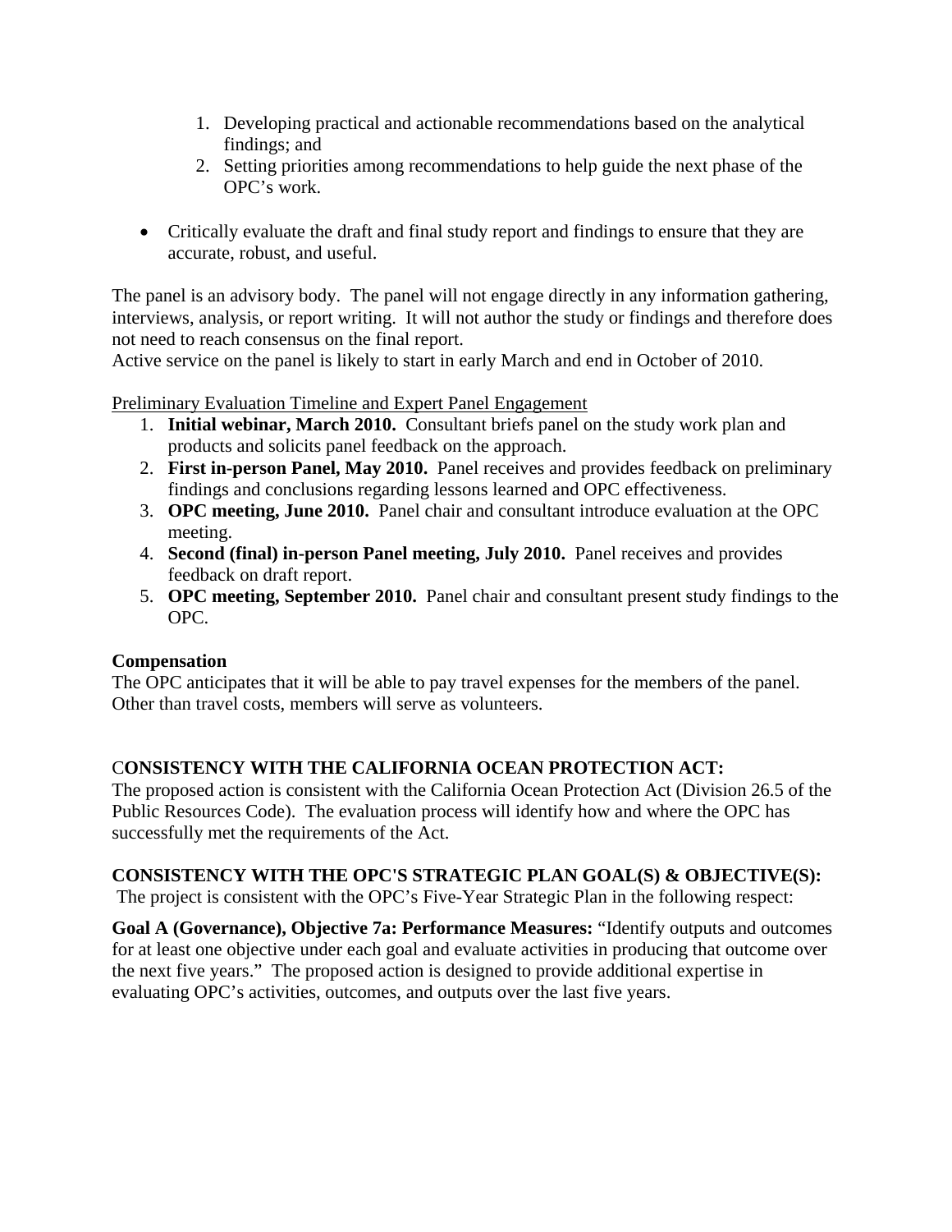1. Developing practical and actionable recommendations based on the analytical findings; and
2. Setting priorities among recommendations to help guide the next phase of the OPC's work.

- Critically evaluate the draft and final study report and findings to ensure that they are accurate, robust, and useful.

The panel is an advisory body. The panel will not engage directly in any information gathering, interviews, analysis, or report writing. It will not author the study or findings and therefore does not need to reach consensus on the final report.
Active service on the panel is likely to start in early March and end in October of 2010.

Preliminary Evaluation Timeline and Expert Panel Engagement

1. **Initial webinar, March 2010.** Consultant briefs panel on the study work plan and products and solicits panel feedback on the approach.
2. **First in-person Panel, May 2010.** Panel receives and provides feedback on preliminary findings and conclusions regarding lessons learned and OPC effectiveness.
3. **OPC meeting, June 2010.** Panel chair and consultant introduce evaluation at the OPC meeting.
4. **Second (final) in-person Panel meeting, July 2010.** Panel receives and provides feedback on draft report.
5. **OPC meeting, September 2010.** Panel chair and consultant present study findings to the OPC.

**Compensation**

The OPC anticipates that it will be able to pay travel expenses for the members of the panel. Other than travel costs, members will serve as volunteers.

## CONSISTENCY WITH THE CALIFORNIA OCEAN PROTECTION ACT:

The proposed action is consistent with the California Ocean Protection Act (Division 26.5 of the Public Resources Code). The evaluation process will identify how and where the OPC has successfully met the requirements of the Act.

## CONSISTENCY WITH THE OPC'S STRATEGIC PLAN GOAL(S) & OBJECTIVE(S):

The project is consistent with the OPC's Five-Year Strategic Plan in the following respect:

**Goal A (Governance), Objective 7a: Performance Measures:** "Identify outputs and outcomes for at least one objective under each goal and evaluate activities in producing that outcome over the next five years." The proposed action is designed to provide additional expertise in evaluating OPC's activities, outcomes, and outputs over the last five years.